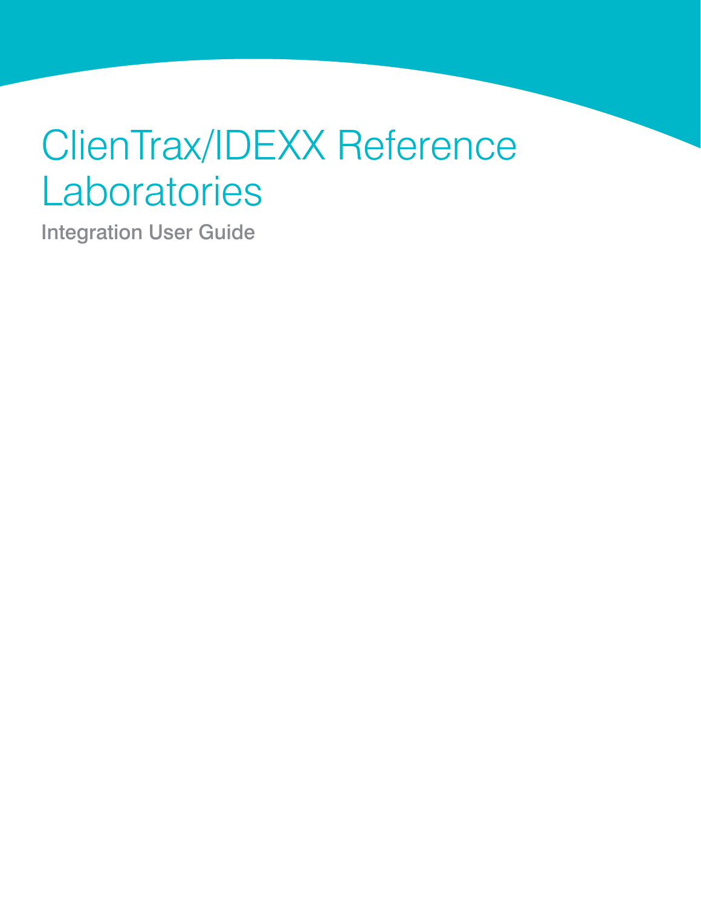# ClienTrax/IDEXX Reference Laboratories

Integration User Guide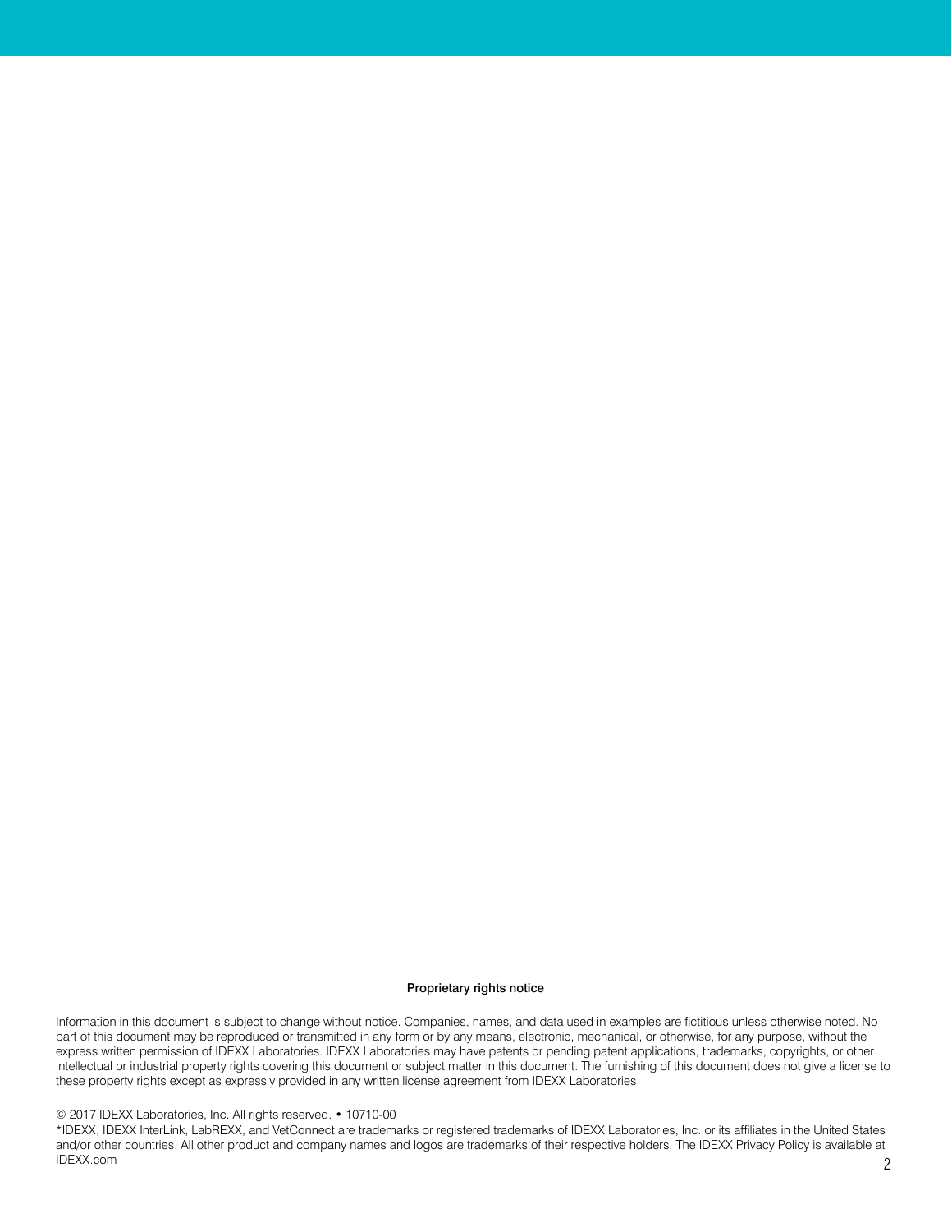**Proprietary rights notice**

Information in this document is subject to change without notice. Companies, names, and data used in examples are fictitious unless otherwise noted. No part of this document may be reproduced or transmitted in any form or by any means, electronic, mechanical, or otherwise, for any purpose, without the express written permission of IDEXX Laboratories. IDEXX Laboratories may have patents or pending patent applications, trademarks, copyrights, or other intellectual or industrial property rights covering this document or subject matter in this document. The furnishing of this document does not give a license to these property rights except as expressly provided in any written license agreement from IDEXX Laboratories.

© 2017 IDEXX Laboratories, Inc. All rights reserved. • 10710-00

*IDEXX, IDEXX InterLink, LabREXX, and VetConnect are trademarks or registered trademarks of IDEXX Laboratories, Inc. or its affiliates in the United States and/or other countries. All other product and company names and logos are trademarks of their respective holders. The IDEXX Privacy Policy is available at IDEXX.com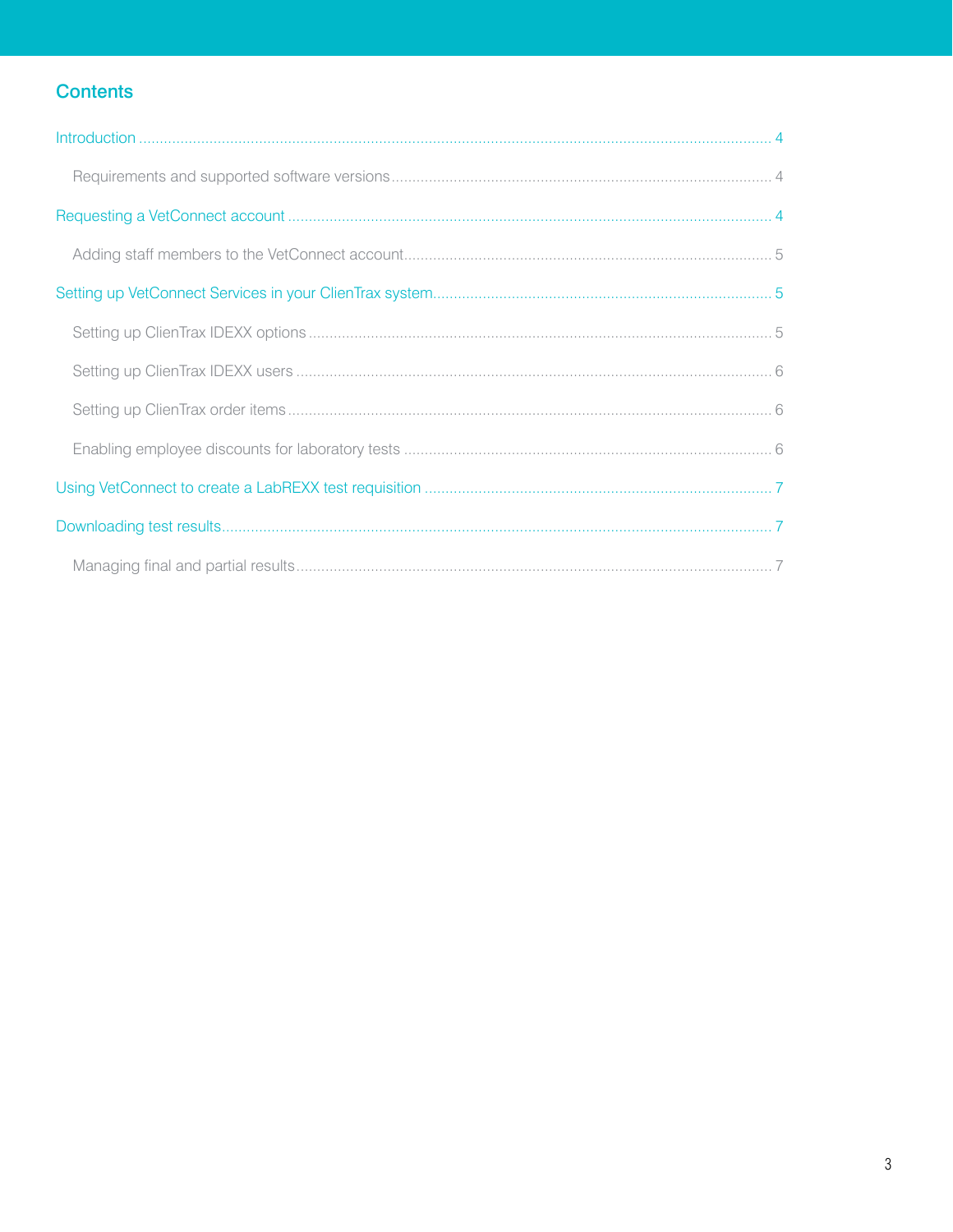## Contents

- Introduction ........ 4
  - Requirements and supported software versions ........ 4
- Requesting a VetConnect account ........ 4
  - Adding staff members to the VetConnect account ........ 5
- Setting up VetConnect Services in your ClienTrax system ........ 5
  - Setting up ClienTrax IDEXX options ........ 5
  - Setting up ClienTrax IDEXX users ........ 6
  - Setting up ClienTrax order items ........ 6
  - Enabling employee discounts for laboratory tests ........ 6
- Using VetConnect to create a LabREXX test requisition ........ 7
- Downloading test results ........ 7
  - Managing final and partial results ........ 7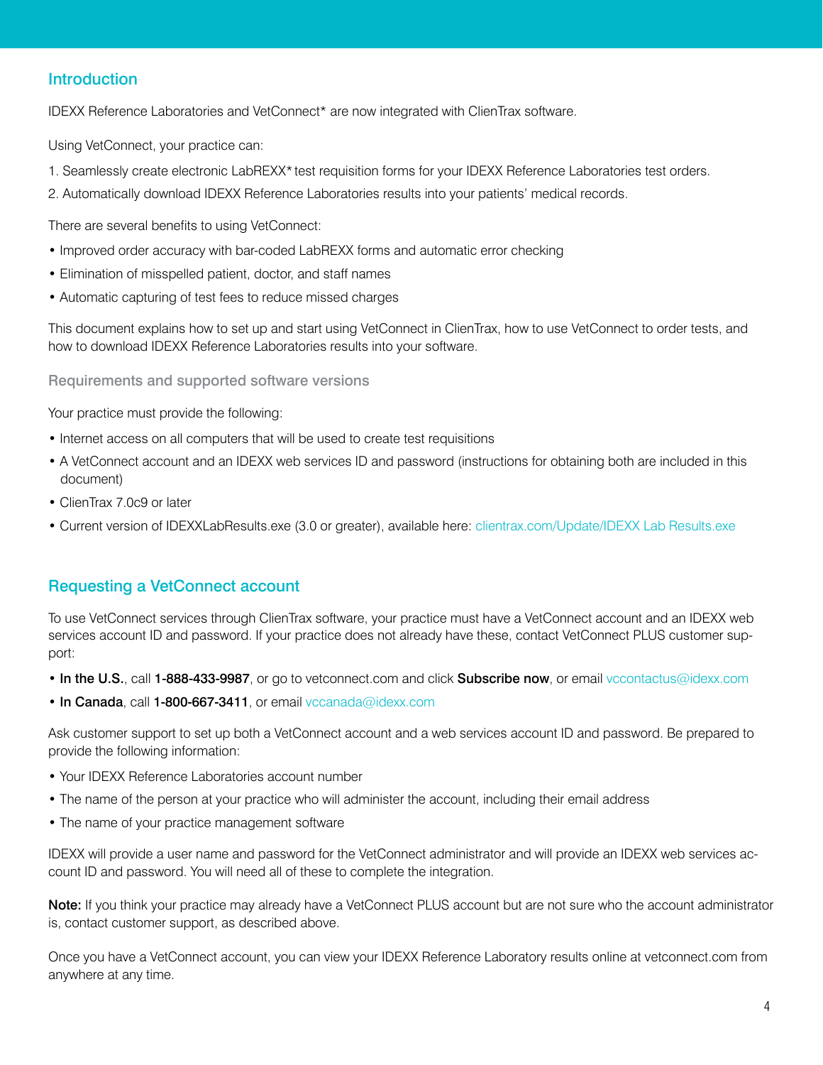## Introduction

IDEXX Reference Laboratories and VetConnect* are now integrated with ClienTrax software.

Using VetConnect, your practice can:

1. Seamlessly create electronic LabREXX* test requisition forms for your IDEXX Reference Laboratories test orders.
2. Automatically download IDEXX Reference Laboratories results into your patients' medical records.

There are several benefits to using VetConnect:

- Improved order accuracy with bar-coded LabREXX forms and automatic error checking
- Elimination of misspelled patient, doctor, and staff names
- Automatic capturing of test fees to reduce missed charges

This document explains how to set up and start using VetConnect in ClienTrax, how to use VetConnect to order tests, and how to download IDEXX Reference Laboratories results into your software.

### Requirements and supported software versions

Your practice must provide the following:

- Internet access on all computers that will be used to create test requisitions
- A VetConnect account and an IDEXX web services ID and password (instructions for obtaining both are included in this document)
- ClienTrax 7.0c9 or later
- Current version of IDEXXLabResults.exe (3.0 or greater), available here: clientrax.com/Update/IDEXX Lab Results.exe

## Requesting a VetConnect account

To use VetConnect services through ClienTrax software, your practice must have a VetConnect account and an IDEXX web services account ID and password. If your practice does not already have these, contact VetConnect PLUS customer support:

- **In the U.S.**, call **1-888-433-9987**, or go to vetconnect.com and click **Subscribe now**, or email vccontactus@idexx.com
- **In Canada**, call **1-800-667-3411**, or email vccanada@idexx.com

Ask customer support to set up both a VetConnect account and a web services account ID and password. Be prepared to provide the following information:

- Your IDEXX Reference Laboratories account number
- The name of the person at your practice who will administer the account, including their email address
- The name of your practice management software

IDEXX will provide a user name and password for the VetConnect administrator and will provide an IDEXX web services account ID and password. You will need all of these to complete the integration.

**Note:** If you think your practice may already have a VetConnect PLUS account but are not sure who the account administrator is, contact customer support, as described above.

Once you have a VetConnect account, you can view your IDEXX Reference Laboratory results online at vetconnect.com from anywhere at any time.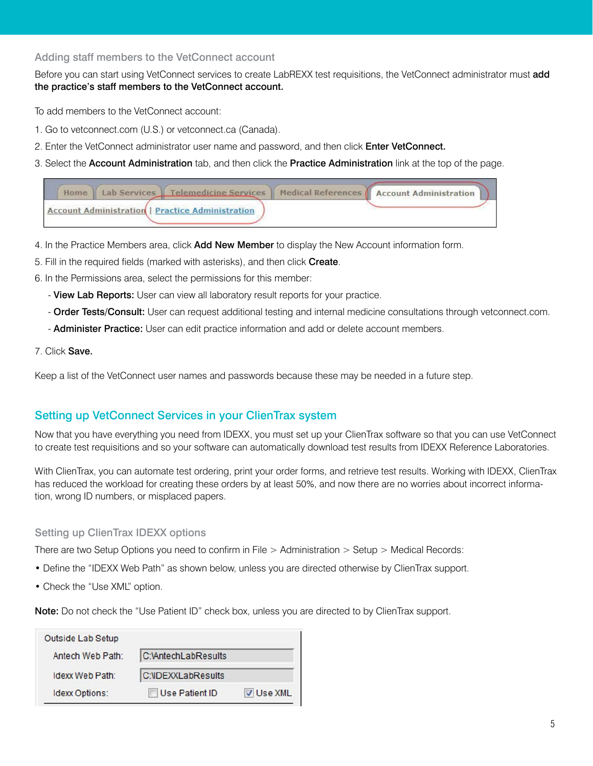### Adding staff members to the VetConnect account

Before you can start using VetConnect services to create LabREXX test requisitions, the VetConnect administrator must **add the practice's staff members to the VetConnect account.**

To add members to the VetConnect account:

1. Go to vetconnect.com (U.S.) or vetconnect.ca (Canada).
2. Enter the VetConnect administrator user name and password, and then click **Enter VetConnect.**
3. Select the **Account Administration** tab, and then click the **Practice Administration** link at the top of the page.

4. In the Practice Members area, click **Add New Member** to display the New Account information form.
5. Fill in the required fields (marked with asterisks), and then click **Create**.
6. In the Permissions area, select the permissions for this member:
   - **View Lab Reports:** User can view all laboratory result reports for your practice.
   - **Order Tests/Consult:** User can request additional testing and internal medicine consultations through vetconnect.com.
   - **Administer Practice:** User can edit practice information and add or delete account members.
7. Click **Save.**

Keep a list of the VetConnect user names and passwords because these may be needed in a future step.

## Setting up VetConnect Services in your ClienTrax system

Now that you have everything you need from IDEXX, you must set up your ClienTrax software so that you can use VetConnect to create test requisitions and so your software can automatically download test results from IDEXX Reference Laboratories.

With ClienTrax, you can automate test ordering, print your order forms, and retrieve test results. Working with IDEXX, ClienTrax has reduced the workload for creating these orders by at least 50%, and now there are no worries about incorrect information, wrong ID numbers, or misplaced papers.

### Setting up ClienTrax IDEXX options

There are two Setup Options you need to confirm in File > Administration > Setup > Medical Records:

- Define the "IDEXX Web Path" as shown below, unless you are directed otherwise by ClienTrax support.
- Check the "Use XML" option.

**Note:** Do not check the "Use Patient ID" check box, unless you are directed to by ClienTrax support.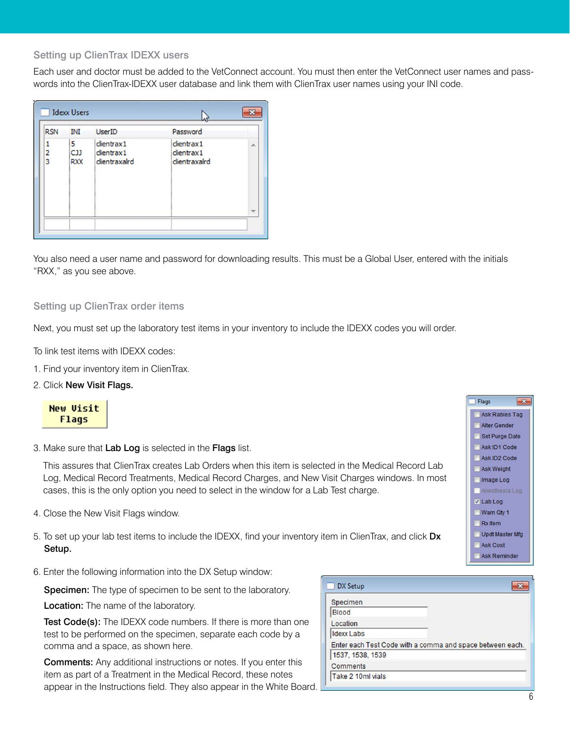## Setting up ClienTrax IDEXX users

Each user and doctor must be added to the VetConnect account. You must then enter the VetConnect user names and passwords into the ClienTrax-IDEXX user database and link them with ClienTrax user names using your INI code.

You also need a user name and password for downloading results. This must be a Global User, entered with the initials “RXX,” as you see above.

## Setting up ClienTrax order items

Next, you must set up the laboratory test items in your inventory to include the IDEXX codes you will order.

To link test items with IDEXX codes:

1. Find your inventory item in ClienTrax.
2. Click **New Visit Flags.**
3. Make sure that **Lab Log** is selected in the **Flags** list.

   This assures that ClienTrax creates Lab Orders when this item is selected in the Medical Record Lab Log, Medical Record Treatments, Medical Record Charges, and New Visit Charges windows. In most cases, this is the only option you need to select in the window for a Lab Test charge.

4. Close the New Visit Flags window.
5. To set up your lab test items to include the IDEXX, find your inventory item in ClienTrax, and click **Dx Setup.**
6. Enter the following information into the DX Setup window:

   **Specimen:** The type of specimen to be sent to the laboratory.

   **Location:** The name of the laboratory.

   **Test Code(s):** The IDEXX code numbers. If there is more than one test to be performed on the specimen, separate each code by a comma and a space, as shown here.

   **Comments:** Any additional instructions or notes. If you enter this item as part of a Treatment in the Medical Record, these notes appear in the Instructions field. They also appear in the White Board.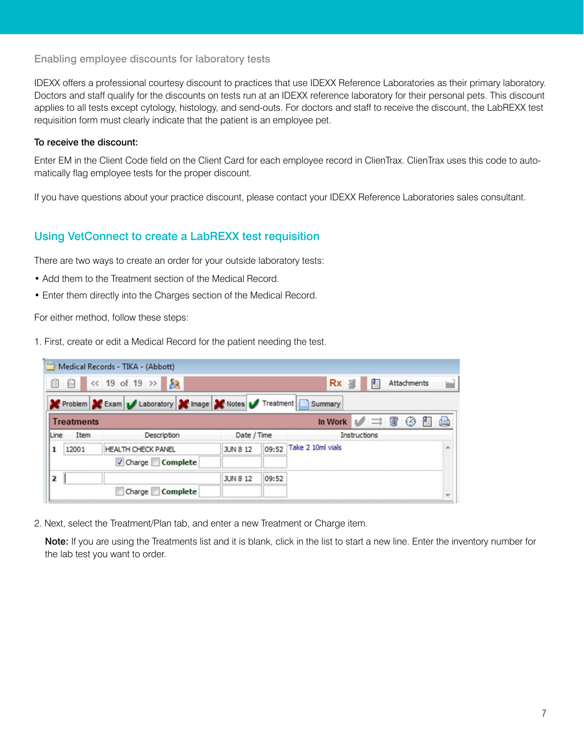### Enabling employee discounts for laboratory tests

IDEXX offers a professional courtesy discount to practices that use IDEXX Reference Laboratories as their primary laboratory. Doctors and staff qualify for the discounts on tests run at an IDEXX reference laboratory for their personal pets. This discount applies to all tests except cytology, histology, and send-outs. For doctors and staff to receive the discount, the LabREXX test requisition form must clearly indicate that the patient is an employee pet.

**To receive the discount:**

Enter EM in the Client Code field on the Client Card for each employee record in ClienTrax. ClienTrax uses this code to automatically flag employee tests for the proper discount.

If you have questions about your practice discount, please contact your IDEXX Reference Laboratories sales consultant.

## Using VetConnect to create a LabREXX test requisition

There are two ways to create an order for your outside laboratory tests:

- Add them to the Treatment section of the Medical Record.
- Enter them directly into the Charges section of the Medical Record.

For either method, follow these steps:

1. First, create or edit a Medical Record for the patient needing the test.

2. Next, select the Treatment/Plan tab, and enter a new Treatment or Charge item.

   **Note:** If you are using the Treatments list and it is blank, click in the list to start a new line. Enter the inventory number for the lab test you want to order.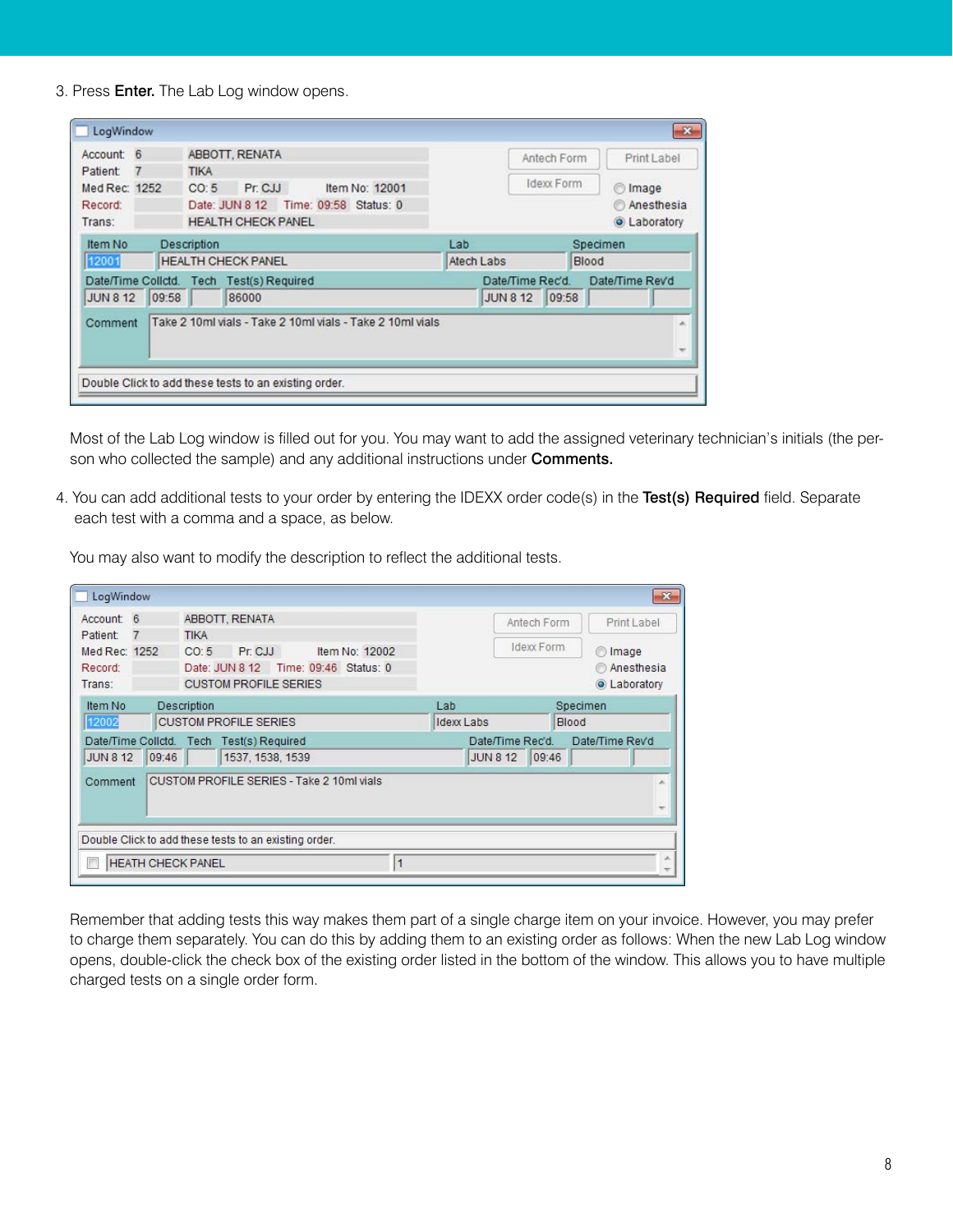3. Press **Enter.** The Lab Log window opens.

Most of the Lab Log window is filled out for you. You may want to add the assigned veterinary technician's initials (the person who collected the sample) and any additional instructions under **Comments.**

4. You can add additional tests to your order by entering the IDEXX order code(s) in the **Test(s) Required** field. Separate each test with a comma and a space, as below.

   You may also want to modify the description to reflect the additional tests.

Remember that adding tests this way makes them part of a single charge item on your invoice. However, you may prefer to charge them separately. You can do this by adding them to an existing order as follows: When the new Lab Log window opens, double-click the check box of the existing order listed in the bottom of the window. This allows you to have multiple charged tests on a single order form.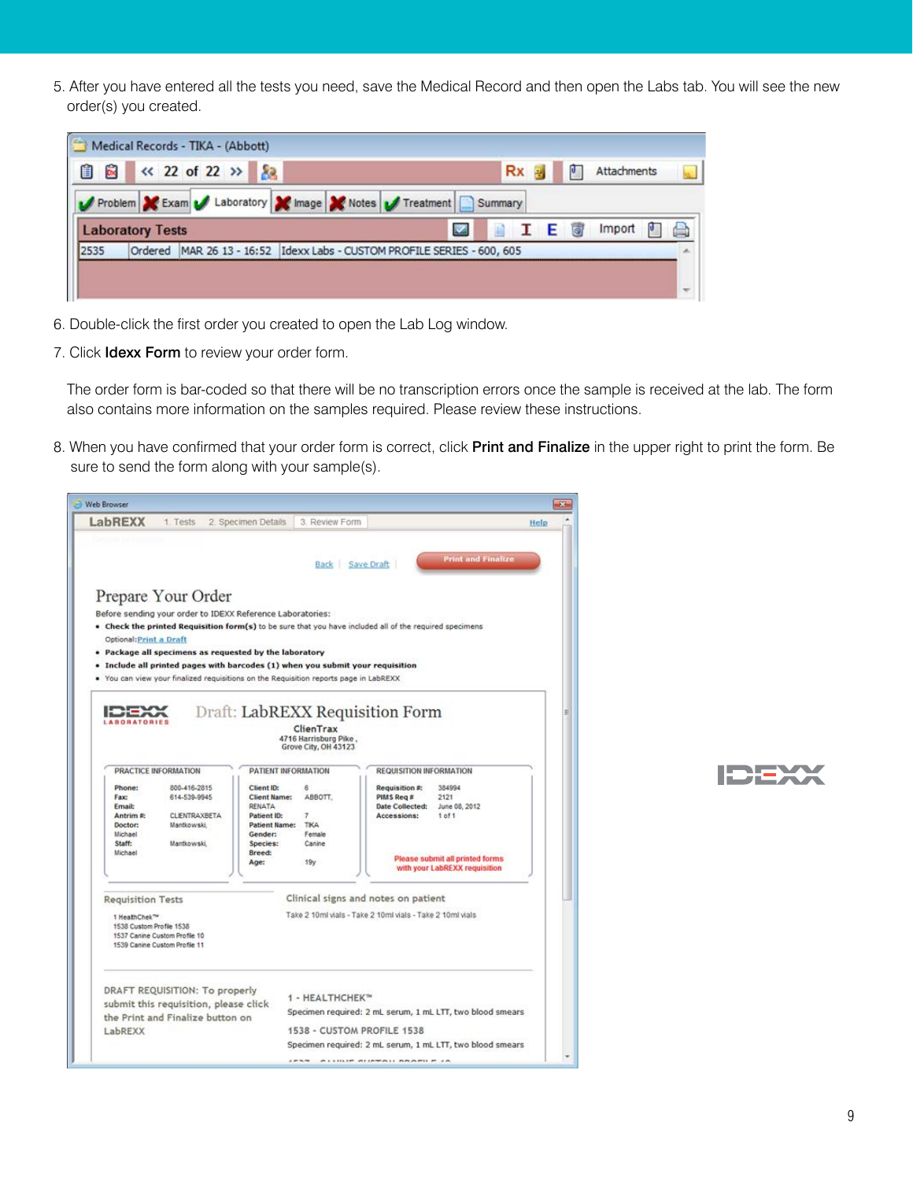5. After you have entered all the tests you need, save the Medical Record and then open the Labs tab. You will see the new order(s) you created.

6. Double-click the first order you created to open the Lab Log window.

7. Click **Idexx Form** to review your order form.

   The order form is bar-coded so that there will be no transcription errors once the sample is received at the lab. The form also contains more information on the samples required. Please review these instructions.

8. When you have confirmed that your order form is correct, click **Print and Finalize** in the upper right to print the form. Be sure to send the form along with your sample(s).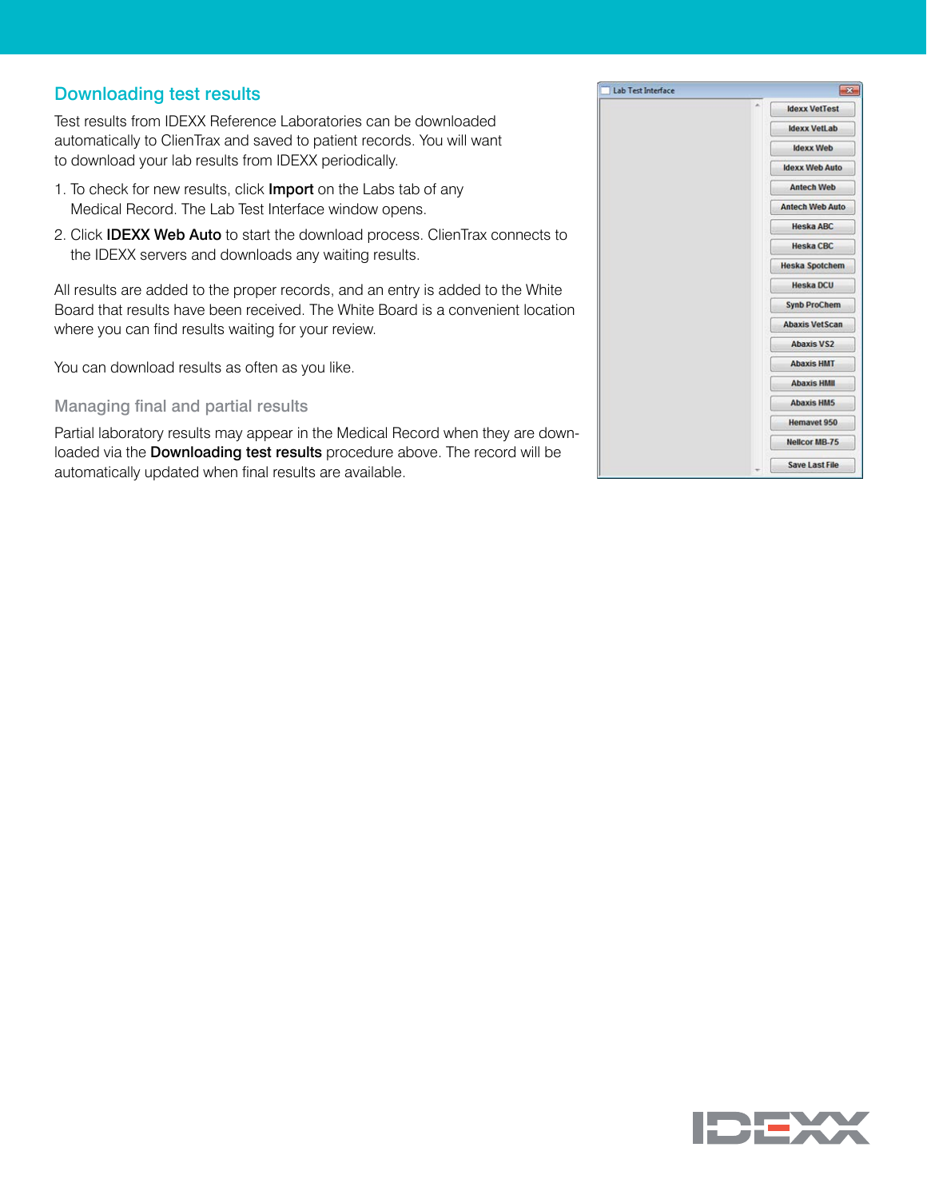## Downloading test results

Test results from IDEXX Reference Laboratories can be downloaded automatically to ClienTrax and saved to patient records. You will want to download your lab results from IDEXX periodically.

1. To check for new results, click **Import** on the Labs tab of any Medical Record. The Lab Test Interface window opens.
2. Click **IDEXX Web Auto** to start the download process. ClienTrax connects to the IDEXX servers and downloads any waiting results.

All results are added to the proper records, and an entry is added to the White Board that results have been received. The White Board is a convenient location where you can find results waiting for your review.

You can download results as often as you like.

### Managing final and partial results

Partial laboratory results may appear in the Medical Record when they are downloaded via the **Downloading test results** procedure above. The record will be automatically updated when final results are available.

Lab Test Interface

Idexx VetTest
Idexx VetLab
Idexx Web
Idexx Web Auto
Antech Web
Antech Web Auto
Heska ABC
Heska CBC
Heska Spotchem
Heska DCU
Synb ProChem
Abaxis VetScan
Abaxis VS2
Abaxis HMT
Abaxis HMII
Abaxis HM5
Hemavet 950
Nellcor MB-75
Save Last File